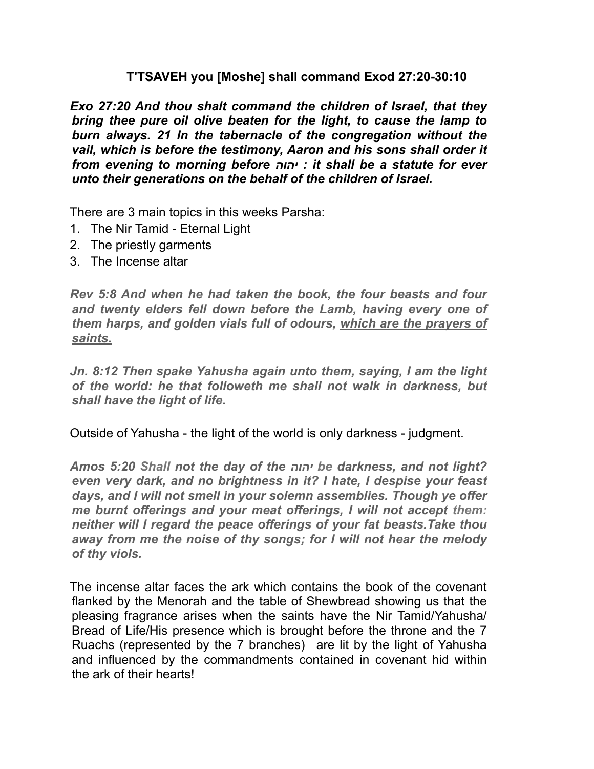### T'TSAVEH you [Moshe] shall command Exod 27:20-30:10

***Exo 27:20 And thou shalt command the children of Israel, that they bring thee pure oil olive beaten for the light, to cause the lamp to burn always. 21 In the tabernacle of the congregation without the vail, which is before the testimony, Aaron and his sons shall order it from evening to morning before יהוה : it shall be a statute for ever unto their generations on the behalf of the children of Israel.***

There are 3 main topics in this weeks Parsha:

1. The Nir Tamid - Eternal Light
2. The priestly garments
3. The Incense altar

***Rev 5:8 And when he had taken the book, the four beasts and four and twenty elders fell down before the Lamb, having every one of them harps, and golden vials full of odours, <u>which are the prayers of saints.</u>***

***Jn. 8:12 Then spake Yahusha again unto them, saying, I am the light of the world: he that followeth me shall not walk in darkness, but shall have the light of life.***

Outside of Yahusha - the light of the world is only darkness - judgment.

***Amos 5:20 Shall not the day of the יהוה be darkness, and not light? even very dark, and no brightness in it? I hate, I despise your feast days, and I will not smell in your solemn assemblies. Though ye offer me burnt offerings and your meat offerings, I will not accept them: neither will I regard the peace offerings of your fat beasts.Take thou away from me the noise of thy songs; for I will not hear the melody of thy viols.***

The incense altar faces the ark which contains the book of the covenant flanked by the Menorah and the table of Shewbread showing us that the pleasing fragrance arises when the saints have the Nir Tamid/Yahusha/ Bread of Life/His presence which is brought before the throne and the 7 Ruachs (represented by the 7 branches) are lit by the light of Yahusha and influenced by the commandments contained in covenant hid within the ark of their hearts!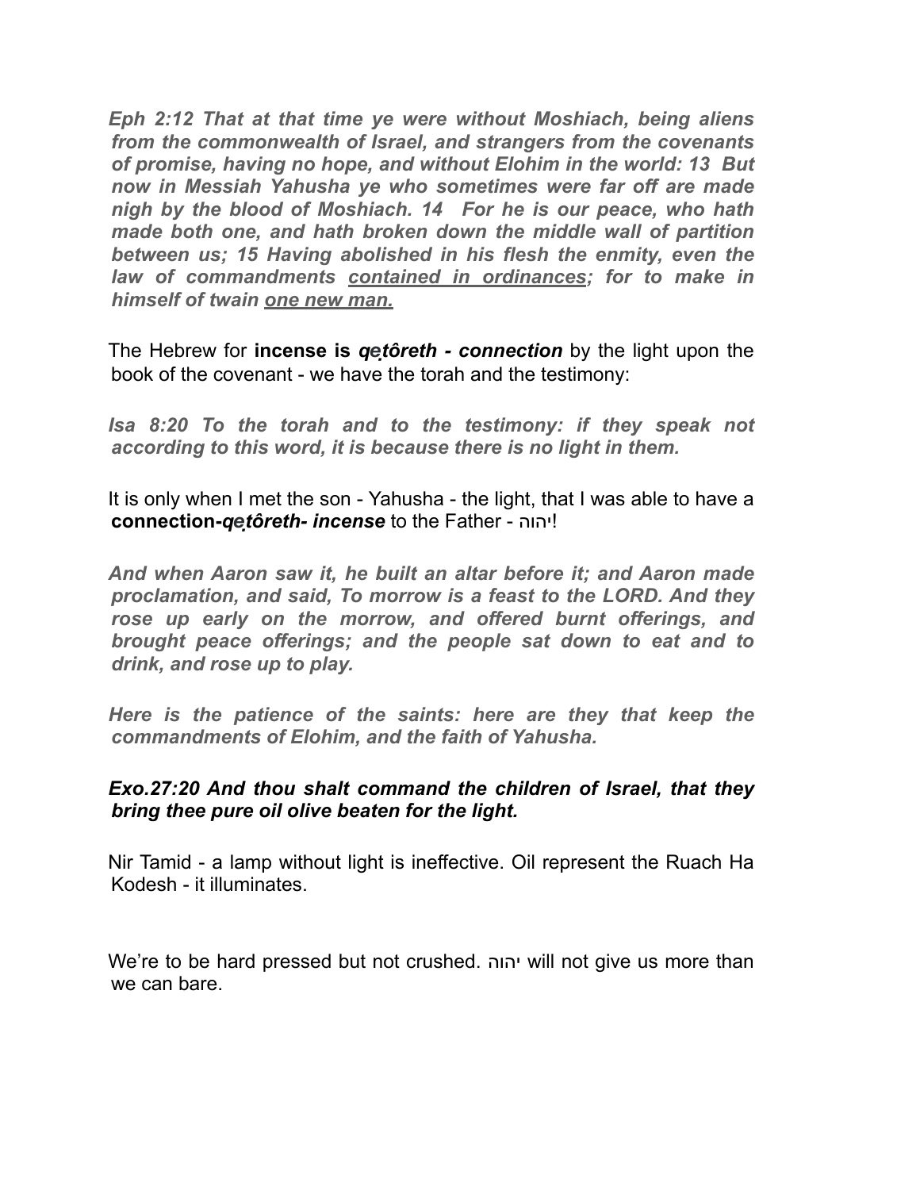*Eph 2:12 That at that time ye were without Moshiach, being aliens from the commonwealth of Israel, and strangers from the covenants of promise, having no hope, and without Elohim in the world: 13 But now in Messiah Yahusha ye who sometimes were far off are made nigh by the blood of Moshiach. 14 For he is our peace, who hath made both one, and hath broken down the middle wall of partition between us; 15 Having abolished in his flesh the enmity, even the law of commandments <u>contained in ordinances</u>; for to make in himself of twain <u>one new man.</u>*

The Hebrew for **incense is *qeṭôreth - connection*** by the light upon the book of the covenant - we have the torah and the testimony:

*Isa 8:20 To the torah and to the testimony: if they speak not according to this word, it is because there is no light in them.*

It is only when I met the son - Yahusha - the light, that I was able to have a **connection-*qeṭôreth- incense*** to the Father - יהוה!

*And when Aaron saw it, he built an altar before it; and Aaron made proclamation, and said, To morrow is a feast to the LORD. And they rose up early on the morrow, and offered burnt offerings, and brought peace offerings; and the people sat down to eat and to drink, and rose up to play.*

*Here is the patience of the saints: here are they that keep the commandments of Elohim, and the faith of Yahusha.*

***Exo.27:20 And thou shalt command the children of Israel, that they bring thee pure oil olive beaten for the light.***

Nir Tamid - a lamp without light is ineffective. Oil represent the Ruach Ha Kodesh - it illuminates.

We're to be hard pressed but not crushed. יהוה will not give us more than we can bare.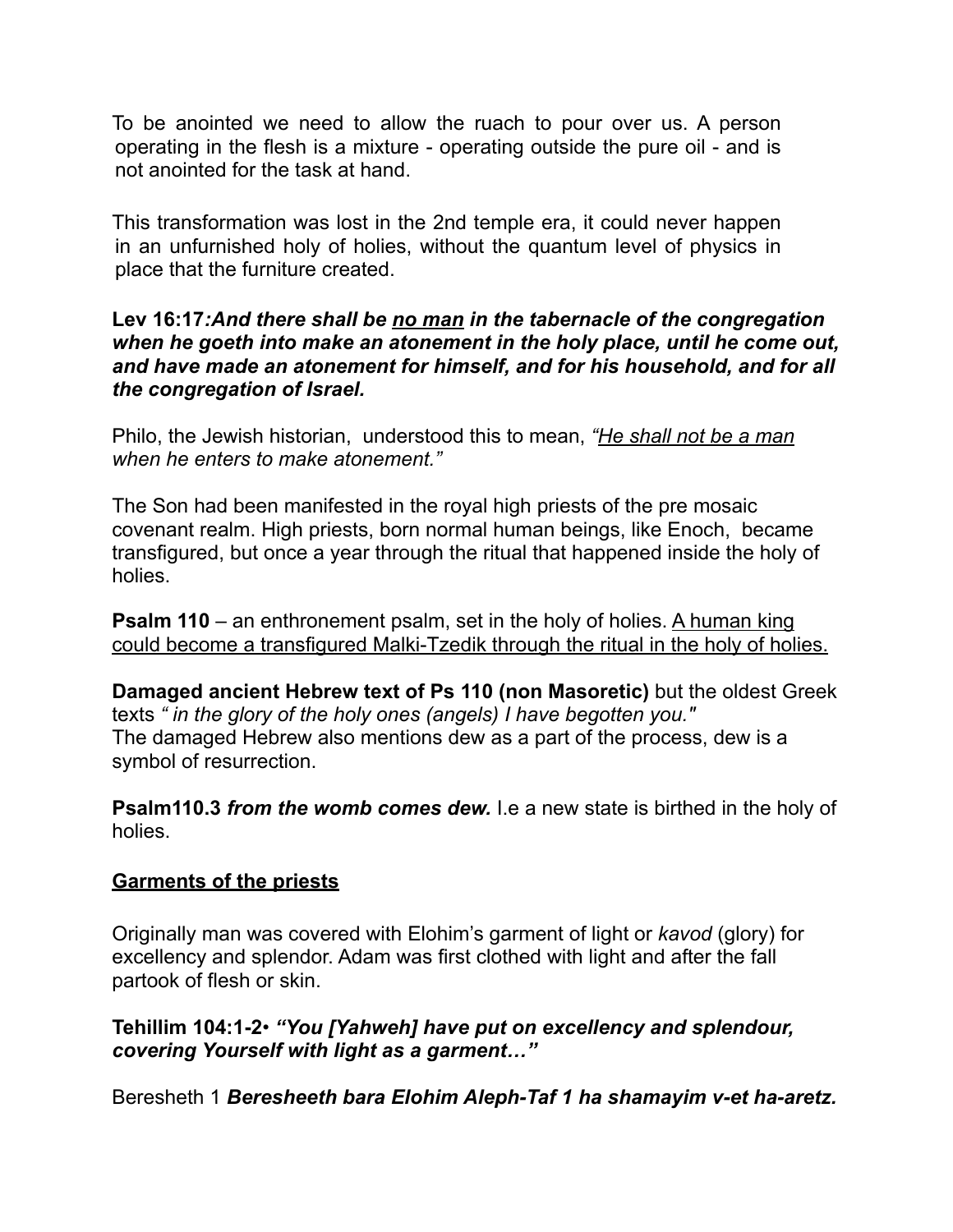To be anointed we need to allow the ruach to pour over us. A person operating in the flesh is a mixture - operating outside the pure oil - and is not anointed for the task at hand.

This transformation was lost in the 2nd temple era, it could never happen in an unfurnished holy of holies, without the quantum level of physics in place that the furniture created.

**Lev 16:17*:And there shall be <u>no man</u> in the tabernacle of the congregation when he goeth into make an atonement in the holy place, until he come out, and have made an atonement for himself, and for his household, and for all the congregation of Israel.***

Philo, the Jewish historian, understood this to mean, *"<u>He shall not be a man</u> when he enters to make atonement."*

The Son had been manifested in the royal high priests of the pre mosaic covenant realm. High priests, born normal human beings, like Enoch, became transfigured, but once a year through the ritual that happened inside the holy of holies.

**Psalm 110** – an enthronement psalm, set in the holy of holies. <u>A human king could become a transfigured Malki-Tzedik through the ritual in the holy of holies.</u>

**Damaged ancient Hebrew text of Ps 110 (non Masoretic)** but the oldest Greek texts *" in the glory of the holy ones (angels) I have begotten you."*
The damaged Hebrew also mentions dew as a part of the process, dew is a symbol of resurrection.

**Psalm110.3** ***from the womb comes dew.*** I.e a new state is birthed in the holy of holies.

**<u>Garments of the priests</u>**

Originally man was covered with Elohim's garment of light or *kavod* (glory) for excellency and splendor. Adam was first clothed with light and after the fall partook of flesh or skin.

**Tehillim 104:1-2•** ***"You [Yahweh] have put on excellency and splendour, covering Yourself with light as a garment…"***

Beresheth 1 ***Beresheeth bara Elohim Aleph-Taf 1 ha shamayim v-et ha-aretz.***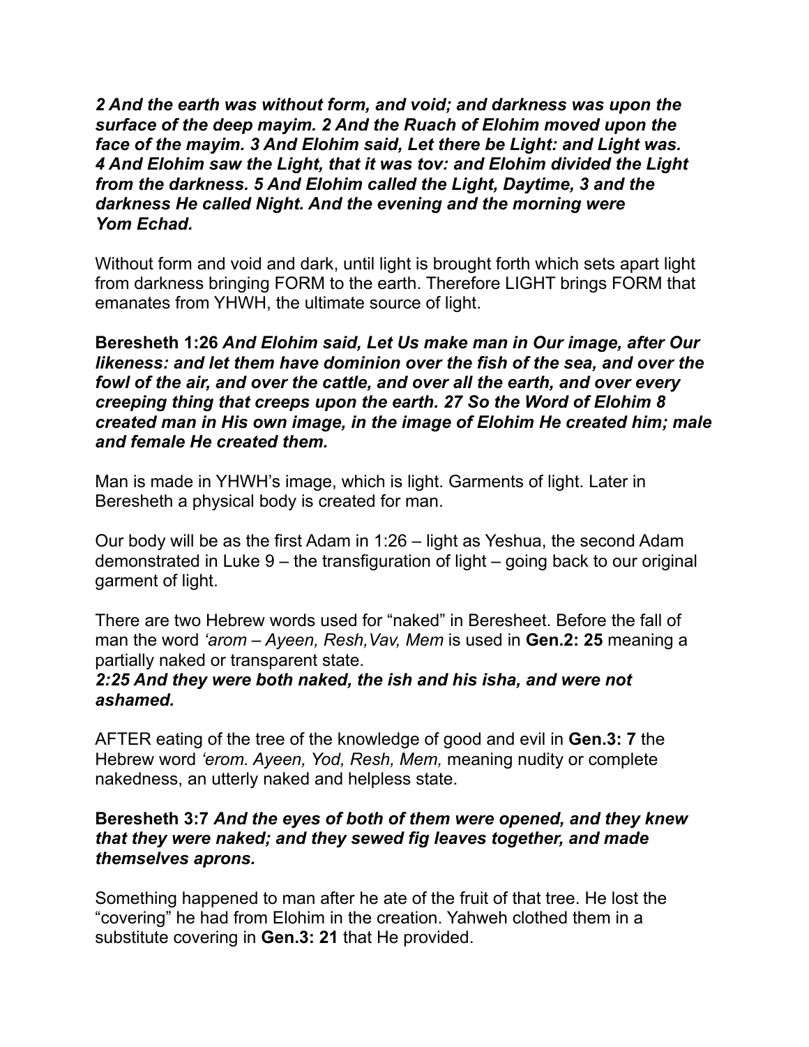***2 And the earth was without form, and void; and darkness was upon the surface of the deep mayim. 2 And the Ruach of Elohim moved upon the face of the mayim. 3 And Elohim said, Let there be Light: and Light was. 4 And Elohim saw the Light, that it was tov: and Elohim divided the Light from the darkness. 5 And Elohim called the Light, Daytime, 3 and the darkness He called Night. And the evening and the morning were Yom Echad.***

Without form and void and dark, until light is brought forth which sets apart light from darkness bringing FORM to the earth. Therefore LIGHT brings FORM that emanates from YHWH, the ultimate source of light.

**Beresheth 1:26** ***And Elohim said, Let Us make man in Our image, after Our likeness: and let them have dominion over the fish of the sea, and over the fowl of the air, and over the cattle, and over all the earth, and over every creeping thing that creeps upon the earth. 27 So the Word of Elohim 8 created man in His own image, in the image of Elohim He created him; male and female He created them.***

Man is made in YHWH's image, which is light. Garments of light. Later in Beresheth a physical body is created for man.

Our body will be as the first Adam in 1:26 – light as Yeshua, the second Adam demonstrated in Luke 9 – the transfiguration of light – going back to our original garment of light.

There are two Hebrew words used for "naked" in Beresheet. Before the fall of man the word *'arom – Ayeen, Resh,Vav, Mem* is used in **Gen.2: 25** meaning a partially naked or transparent state.

***2:25 And they were both naked, the ish and his isha, and were not ashamed.***

AFTER eating of the tree of the knowledge of good and evil in **Gen.3: 7** the Hebrew word *'erom. Ayeen, Yod, Resh, Mem,* meaning nudity or complete nakedness, an utterly naked and helpless state.

**Beresheth 3:7** ***And the eyes of both of them were opened, and they knew that they were naked; and they sewed fig leaves together, and made themselves aprons.***

Something happened to man after he ate of the fruit of that tree. He lost the "covering" he had from Elohim in the creation. Yahweh clothed them in a substitute covering in **Gen.3: 21** that He provided.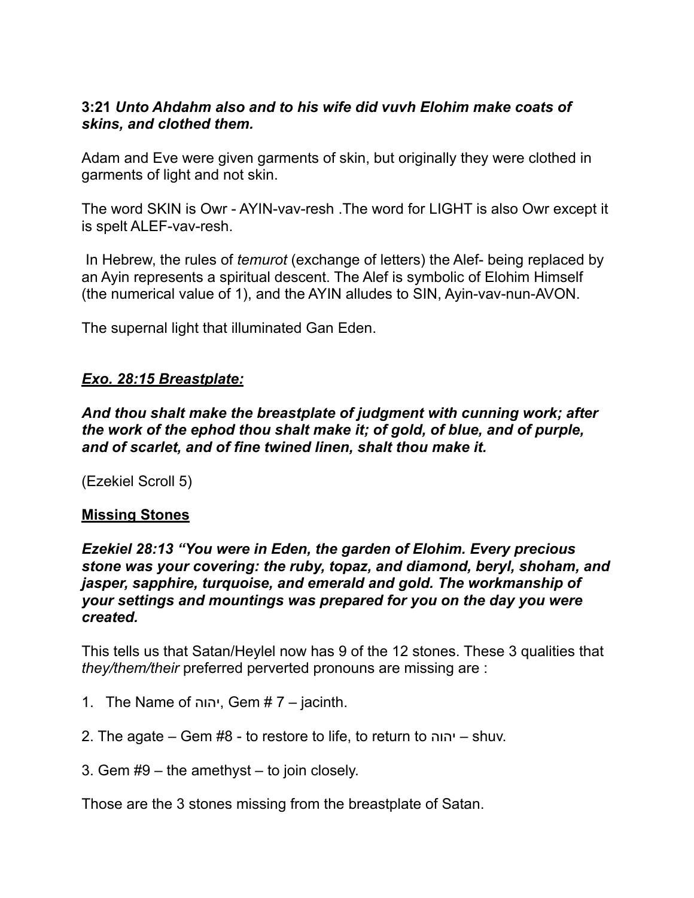**3:21** ***Unto Ahdahm also and to his wife did vuvh Elohim make coats of skins, and clothed them.***

Adam and Eve were given garments of skin, but originally they were clothed in garments of light and not skin.

The word SKIN is Owr - AYIN-vav-resh .The word for LIGHT is also Owr except it is spelt ALEF-vav-resh.

In Hebrew, the rules of *temurot* (exchange of letters) the Alef- being replaced by an Ayin represents a spiritual descent. The Alef is symbolic of Elohim Himself (the numerical value of 1), and the AYIN alludes to SIN, Ayin-vav-nun-AVON.

The supernal light that illuminated Gan Eden.

***<u>Exo. 28:15 Breastplate:</u>***

***And thou shalt make the breastplate of judgment with cunning work; after the work of the ephod thou shalt make it; of gold, of blue, and of purple, and of scarlet, and of fine twined linen, shalt thou make it.***

(Ezekiel Scroll 5)

**<u>Missing Stones</u>**

***Ezekiel 28:13 "You were in Eden, the garden of Elohim. Every precious stone was your covering: the ruby, topaz, and diamond, beryl, shoham, and jasper, sapphire, turquoise, and emerald and gold. The workmanship of your settings and mountings was prepared for you on the day you were created.***

This tells us that Satan/Heylel now has 9 of the 12 stones. These 3 qualities that *they/them/their* preferred perverted pronouns are missing are :

1. The Name of יהוה, Gem # 7 – jacinth.

2. The agate – Gem #8 - to restore to life, to return to יהוה – shuv.

3. Gem #9 – the amethyst – to join closely.

Those are the 3 stones missing from the breastplate of Satan.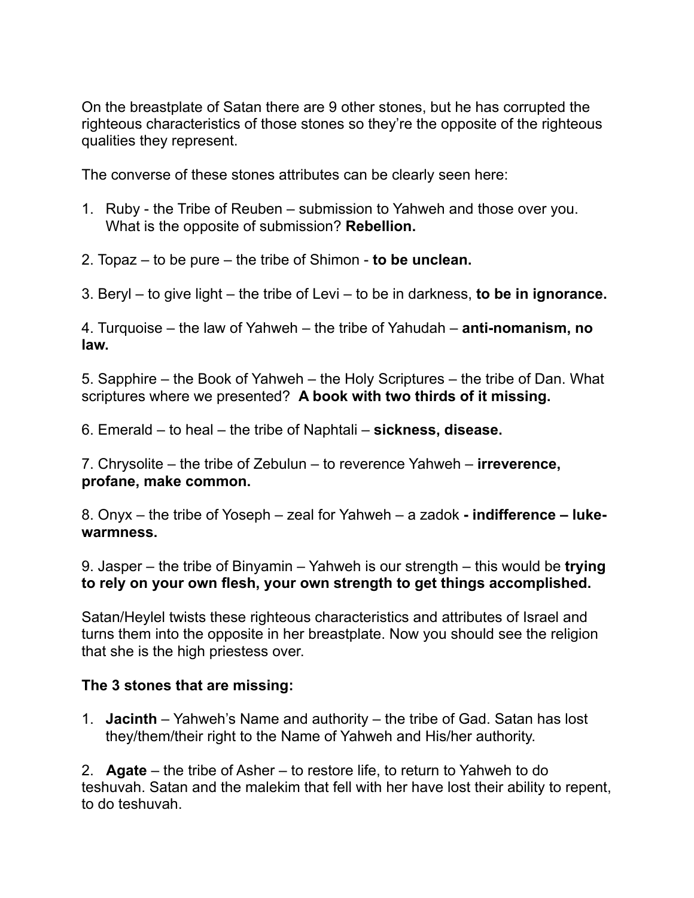On the breastplate of Satan there are 9 other stones, but he has corrupted the righteous characteristics of those stones so they're the opposite of the righteous qualities they represent.

The converse of these stones attributes can be clearly seen here:

1. Ruby - the Tribe of Reuben – submission to Yahweh and those over you. What is the opposite of submission? **Rebellion.**

2. Topaz – to be pure – the tribe of Shimon - **to be unclean.**

3. Beryl – to give light – the tribe of Levi – to be in darkness, **to be in ignorance.**

4. Turquoise – the law of Yahweh – the tribe of Yahudah – **anti-nomanism, no law.**

5. Sapphire – the Book of Yahweh – the Holy Scriptures – the tribe of Dan. What scriptures where we presented? **A book with two thirds of it missing.**

6. Emerald – to heal – the tribe of Naphtali – **sickness, disease.**

7. Chrysolite – the tribe of Zebulun – to reverence Yahweh – **irreverence, profane, make common.**

8. Onyx – the tribe of Yoseph – zeal for Yahweh – a zadok **- indifference – luke-warmness.**

9. Jasper – the tribe of Binyamin – Yahweh is our strength – this would be **trying to rely on your own flesh, your own strength to get things accomplished.**

Satan/Heylel twists these righteous characteristics and attributes of Israel and turns them into the opposite in her breastplate. Now you should see the religion that she is the high priestess over.

**The 3 stones that are missing:**

1. **Jacinth** – Yahweh's Name and authority – the tribe of Gad. Satan has lost they/them/their right to the Name of Yahweh and His/her authority.

2. **Agate** – the tribe of Asher – to restore life, to return to Yahweh to do teshuvah. Satan and the malekim that fell with her have lost their ability to repent, to do teshuvah.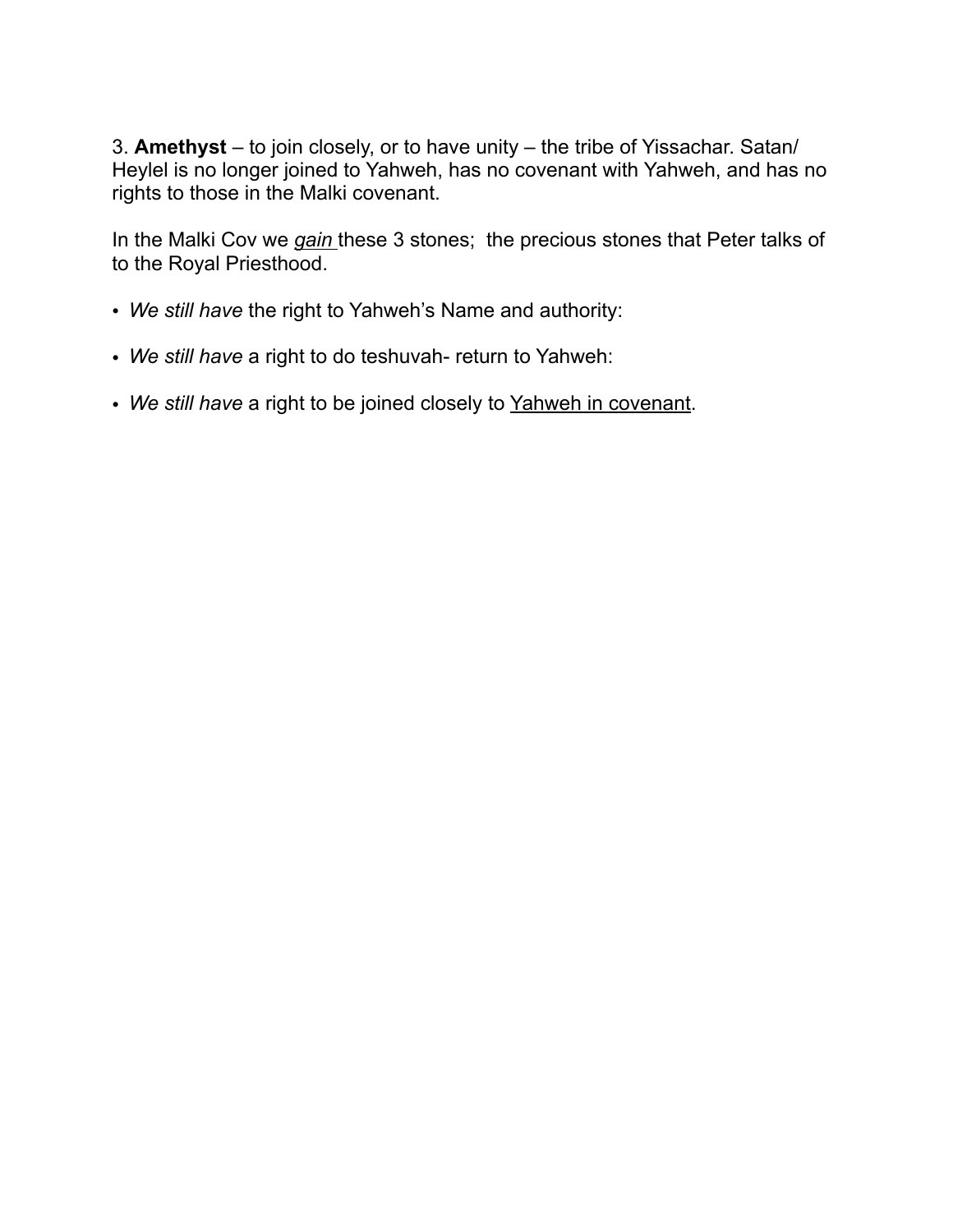3. **Amethyst** – to join closely, or to have unity – the tribe of Yissachar. Satan/ Heylel is no longer joined to Yahweh, has no covenant with Yahweh, and has no rights to those in the Malki covenant.

In the Malki Cov we <u>*gain*</u> these 3 stones; the precious stones that Peter talks of to the Royal Priesthood.

- *We still have* the right to Yahweh's Name and authority:
- *We still have* a right to do teshuvah- return to Yahweh:
- *We still have* a right to be joined closely to <u>Yahweh in covenant</u>.